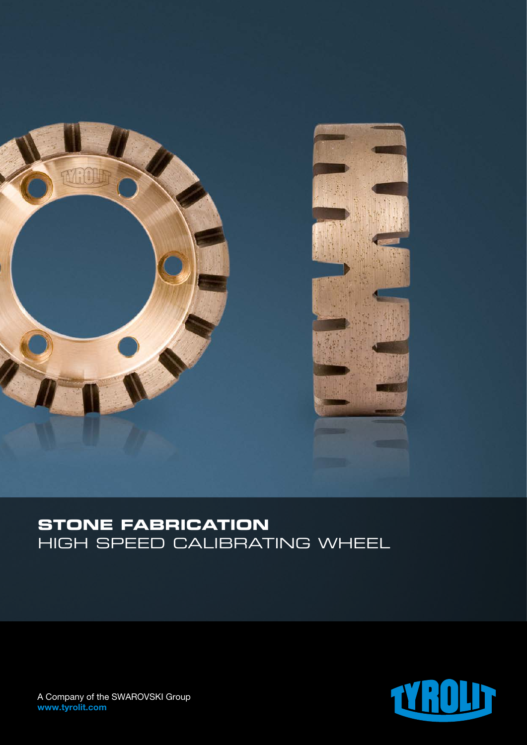# STONE FABRICATION
## HIGH SPEED CALIBRATING WHEEL

A Company of the SWAROVSKI Group
**www.tyrolit.com**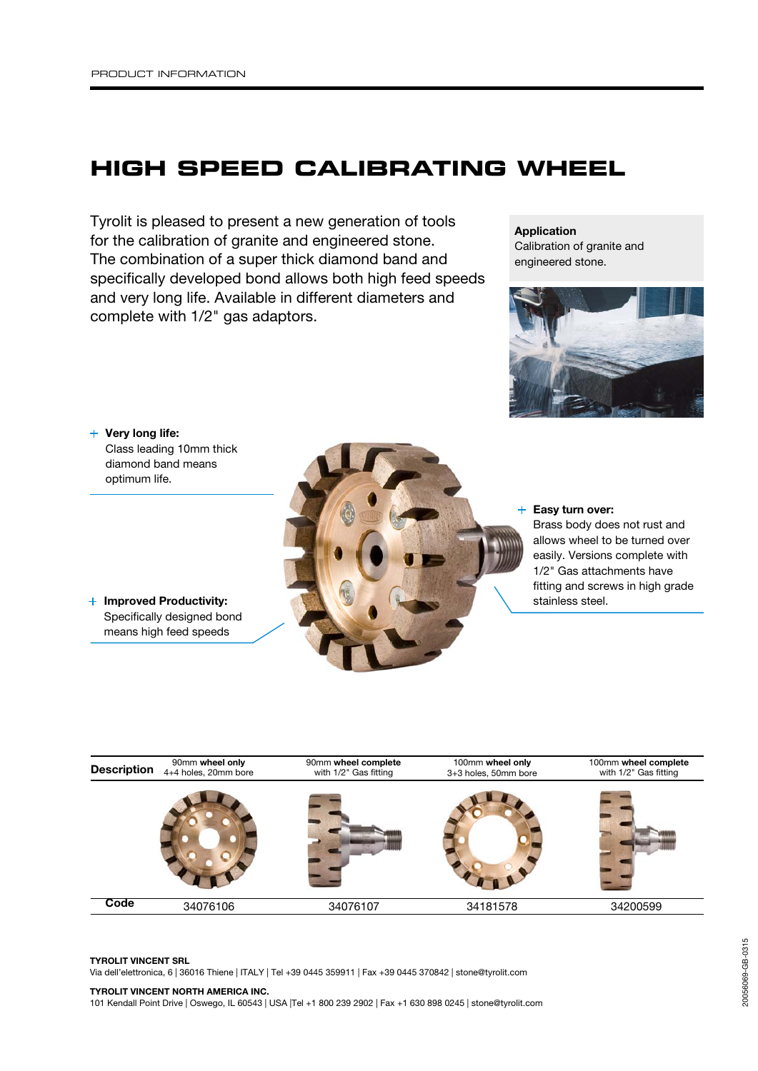PRODUCT INFORMATION

# HIGH SPEED CALIBRATING WHEEL

Tyrolit is pleased to present a new generation of tools for the calibration of granite and engineered stone. The combination of a super thick diamond band and specifically developed bond allows both high feed speeds and very long life. Available in different diameters and complete with 1/2" gas adaptors.

**Application**
Calibration of granite and engineered stone.

+ **Very long life:**
  Class leading 10mm thick diamond band means optimum life.

+ **Improved Productivity:**
  Specifically designed bond means high feed speeds

+ **Easy turn over:**
  Brass body does not rust and allows wheel to be turned over easily. Versions complete with 1/2" Gas attachments have fitting and screws in high grade stainless steel.

| Description | 90mm **wheel only** 4+4 holes, 20mm bore | 90mm **wheel complete** with 1/2" Gas fitting | 100mm **wheel only** 3+3 holes, 50mm bore | 100mm **wheel complete** with 1/2" Gas fitting |
|---|---|---|---|---|
| Code | 34076106 | 34076107 | 34181578 | 34200599 |

**TYROLIT VINCENT SRL**
Via dell'elettronica, 6 | 36016 Thiene | ITALY | Tel +39 0445 359911 | Fax +39 0445 370842 | stone@tyrolit.com

**TYROLIT VINCENT NORTH AMERICA INC.**
101 Kendall Point Drive | Oswego, IL 60543 | USA |Tel +1 800 239 2902 | Fax +1 630 898 0245 | stone@tyrolit.com

20056069-GB-0315